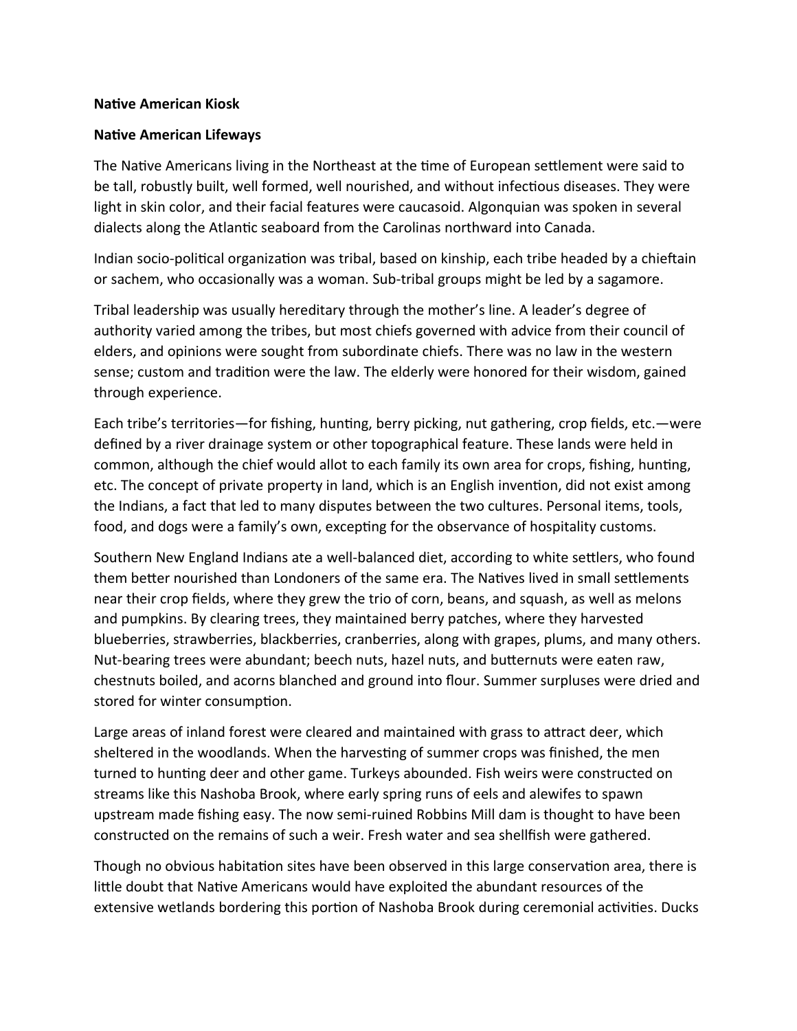**Native American Kiosk**

**Native American Lifeways**

The Native Americans living in the Northeast at the time of European settlement were said to be tall, robustly built, well formed, well nourished, and without infectious diseases. They were light in skin color, and their facial features were caucasoid. Algonquian was spoken in several dialects along the Atlantic seaboard from the Carolinas northward into Canada.

Indian socio-political organization was tribal, based on kinship, each tribe headed by a chieftain or sachem, who occasionally was a woman. Sub-tribal groups might be led by a sagamore.

Tribal leadership was usually hereditary through the mother's line. A leader's degree of authority varied among the tribes, but most chiefs governed with advice from their council of elders, and opinions were sought from subordinate chiefs. There was no law in the western sense; custom and tradition were the law. The elderly were honored for their wisdom, gained through experience.

Each tribe's territories—for fishing, hunting, berry picking, nut gathering, crop fields, etc.—were defined by a river drainage system or other topographical feature. These lands were held in common, although the chief would allot to each family its own area for crops, fishing, hunting, etc. The concept of private property in land, which is an English invention, did not exist among the Indians, a fact that led to many disputes between the two cultures. Personal items, tools, food, and dogs were a family's own, excepting for the observance of hospitality customs.

Southern New England Indians ate a well-balanced diet, according to white settlers, who found them better nourished than Londoners of the same era. The Natives lived in small settlements near their crop fields, where they grew the trio of corn, beans, and squash, as well as melons and pumpkins. By clearing trees, they maintained berry patches, where they harvested blueberries, strawberries, blackberries, cranberries, along with grapes, plums, and many others. Nut-bearing trees were abundant; beech nuts, hazel nuts, and butternuts were eaten raw, chestnuts boiled, and acorns blanched and ground into flour. Summer surpluses were dried and stored for winter consumption.

Large areas of inland forest were cleared and maintained with grass to attract deer, which sheltered in the woodlands. When the harvesting of summer crops was finished, the men turned to hunting deer and other game. Turkeys abounded. Fish weirs were constructed on streams like this Nashoba Brook, where early spring runs of eels and alewifes to spawn upstream made fishing easy. The now semi-ruined Robbins Mill dam is thought to have been constructed on the remains of such a weir. Fresh water and sea shellfish were gathered.

Though no obvious habitation sites have been observed in this large conservation area, there is little doubt that Native Americans would have exploited the abundant resources of the extensive wetlands bordering this portion of Nashoba Brook during ceremonial activities. Ducks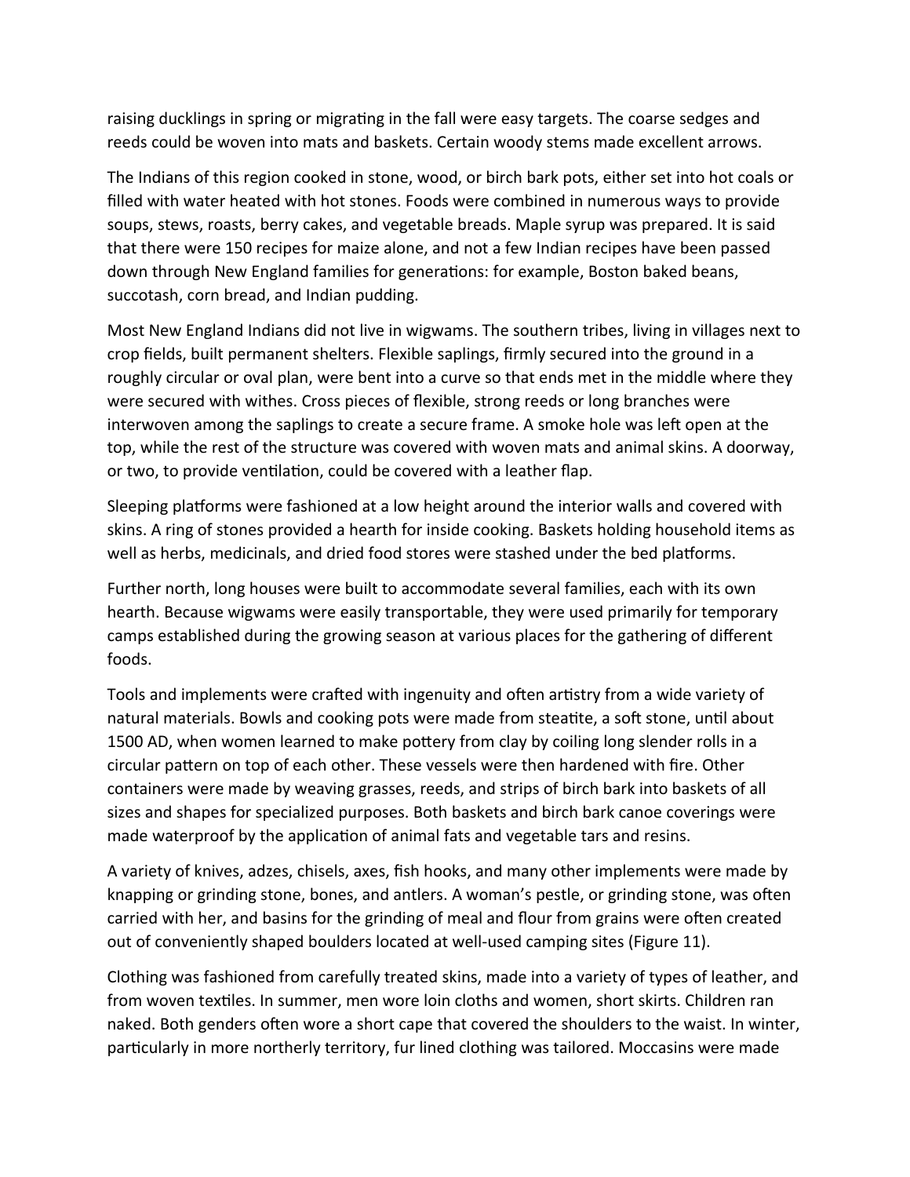raising ducklings in spring or migrating in the fall were easy targets. The coarse sedges and reeds could be woven into mats and baskets. Certain woody stems made excellent arrows.

The Indians of this region cooked in stone, wood, or birch bark pots, either set into hot coals or filled with water heated with hot stones. Foods were combined in numerous ways to provide soups, stews, roasts, berry cakes, and vegetable breads. Maple syrup was prepared. It is said that there were 150 recipes for maize alone, and not a few Indian recipes have been passed down through New England families for generations: for example, Boston baked beans, succotash, corn bread, and Indian pudding.

Most New England Indians did not live in wigwams. The southern tribes, living in villages next to crop fields, built permanent shelters. Flexible saplings, firmly secured into the ground in a roughly circular or oval plan, were bent into a curve so that ends met in the middle where they were secured with withes. Cross pieces of flexible, strong reeds or long branches were interwoven among the saplings to create a secure frame. A smoke hole was left open at the top, while the rest of the structure was covered with woven mats and animal skins. A doorway, or two, to provide ventilation, could be covered with a leather flap.

Sleeping platforms were fashioned at a low height around the interior walls and covered with skins. A ring of stones provided a hearth for inside cooking. Baskets holding household items as well as herbs, medicinals, and dried food stores were stashed under the bed platforms.

Further north, long houses were built to accommodate several families, each with its own hearth. Because wigwams were easily transportable, they were used primarily for temporary camps established during the growing season at various places for the gathering of different foods.

Tools and implements were crafted with ingenuity and often artistry from a wide variety of natural materials. Bowls and cooking pots were made from steatite, a soft stone, until about 1500 AD, when women learned to make pottery from clay by coiling long slender rolls in a circular pattern on top of each other. These vessels were then hardened with fire. Other containers were made by weaving grasses, reeds, and strips of birch bark into baskets of all sizes and shapes for specialized purposes. Both baskets and birch bark canoe coverings were made waterproof by the application of animal fats and vegetable tars and resins.

A variety of knives, adzes, chisels, axes, fish hooks, and many other implements were made by knapping or grinding stone, bones, and antlers. A woman's pestle, or grinding stone, was often carried with her, and basins for the grinding of meal and flour from grains were often created out of conveniently shaped boulders located at well-used camping sites (Figure 11).

Clothing was fashioned from carefully treated skins, made into a variety of types of leather, and from woven textiles. In summer, men wore loin cloths and women, short skirts. Children ran naked. Both genders often wore a short cape that covered the shoulders to the waist. In winter, particularly in more northerly territory, fur lined clothing was tailored. Moccasins were made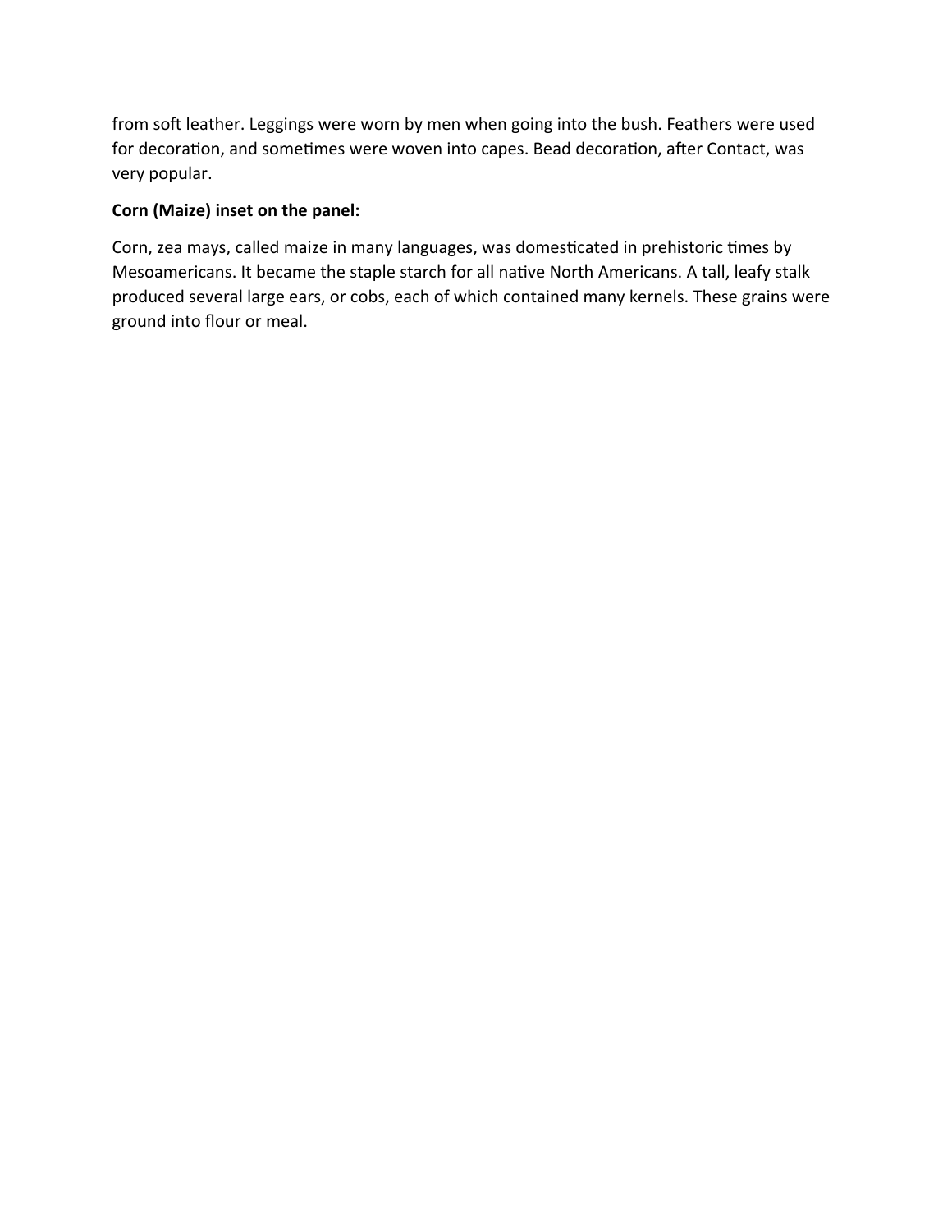from soft leather. Leggings were worn by men when going into the bush. Feathers were used for decoration, and sometimes were woven into capes. Bead decoration, after Contact, was very popular.

**Corn (Maize) inset on the panel:**

Corn, zea mays, called maize in many languages, was domesticated in prehistoric times by Mesoamericans. It became the staple starch for all native North Americans. A tall, leafy stalk produced several large ears, or cobs, each of which contained many kernels. These grains were ground into flour or meal.